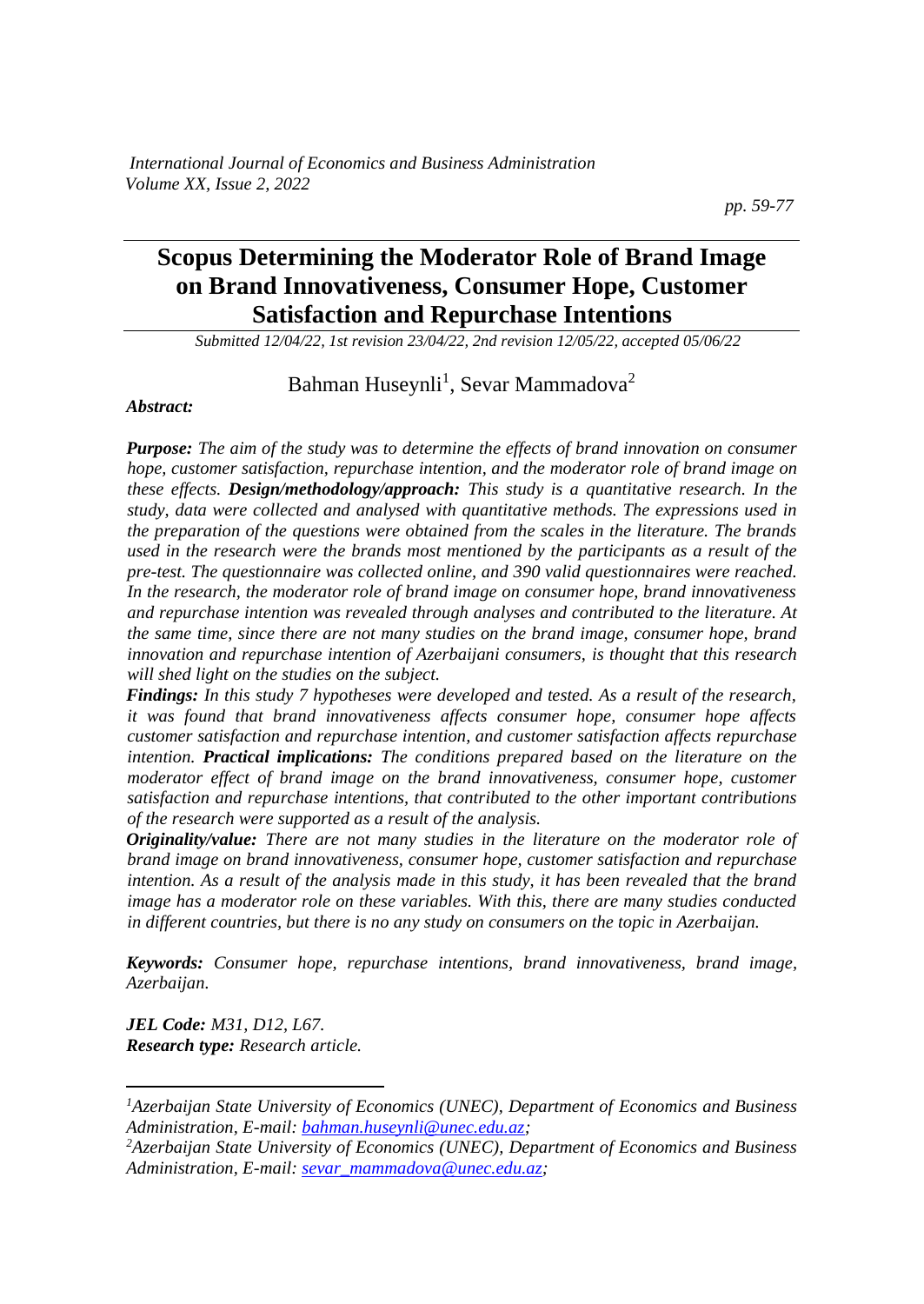# Scopus Determining the Moderator Role of Brand Image on Brand Innovativeness, Consumer Hope, Customer Satisfaction and Repurchase Intentions

*Submitted 12/04/22, 1st revision 23/04/22, 2nd revision 12/05/22, accepted 05/06/22*

Bahman Huseynli[1], Sevar Mammadova[2]

***Abstract:***

***Purpose:*** *The aim of the study was to determine the effects of brand innovation on consumer hope, customer satisfaction, repurchase intention, and the moderator role of brand image on these effects.* ***Design/methodology/approach:*** *This study is a quantitative research. In the study, data were collected and analysed with quantitative methods. The expressions used in the preparation of the questions were obtained from the scales in the literature. The brands used in the research were the brands most mentioned by the participants as a result of the pre-test. The questionnaire was collected online, and 390 valid questionnaires were reached. In the research, the moderator role of brand image on consumer hope, brand innovativeness and repurchase intention was revealed through analyses and contributed to the literature. At the same time, since there are not many studies on the brand image, consumer hope, brand innovation and repurchase intention of Azerbaijani consumers, is thought that this research will shed light on the studies on the subject.*

***Findings:*** *In this study 7 hypotheses were developed and tested. As a result of the research, it was found that brand innovativeness affects consumer hope, consumer hope affects customer satisfaction and repurchase intention, and customer satisfaction affects repurchase intention.* ***Practical implications:*** *The conditions prepared based on the literature on the moderator effect of brand image on the brand innovativeness, consumer hope, customer satisfaction and repurchase intentions, that contributed to the other important contributions of the research were supported as a result of the analysis.*

***Originality/value:*** *There are not many studies in the literature on the moderator role of brand image on brand innovativeness, consumer hope, customer satisfaction and repurchase intention. As a result of the analysis made in this study, it has been revealed that the brand image has a moderator role on these variables. With this, there are many studies conducted in different countries, but there is no any study on consumers on the topic in Azerbaijan.*

***Keywords:*** *Consumer hope, repurchase intentions, brand innovativeness, brand image, Azerbaijan.*

***JEL Code:*** *M31, D12, L67.*
***Research type:*** *Research article.*

---

[1] *Azerbaijan State University of Economics (UNEC), Department of Economics and Business Administration, E-mail: bahman.huseynli@unec.edu.az;*

[2] *Azerbaijan State University of Economics (UNEC), Department of Economics and Business Administration, E-mail: sevar_mammadova@unec.edu.az;*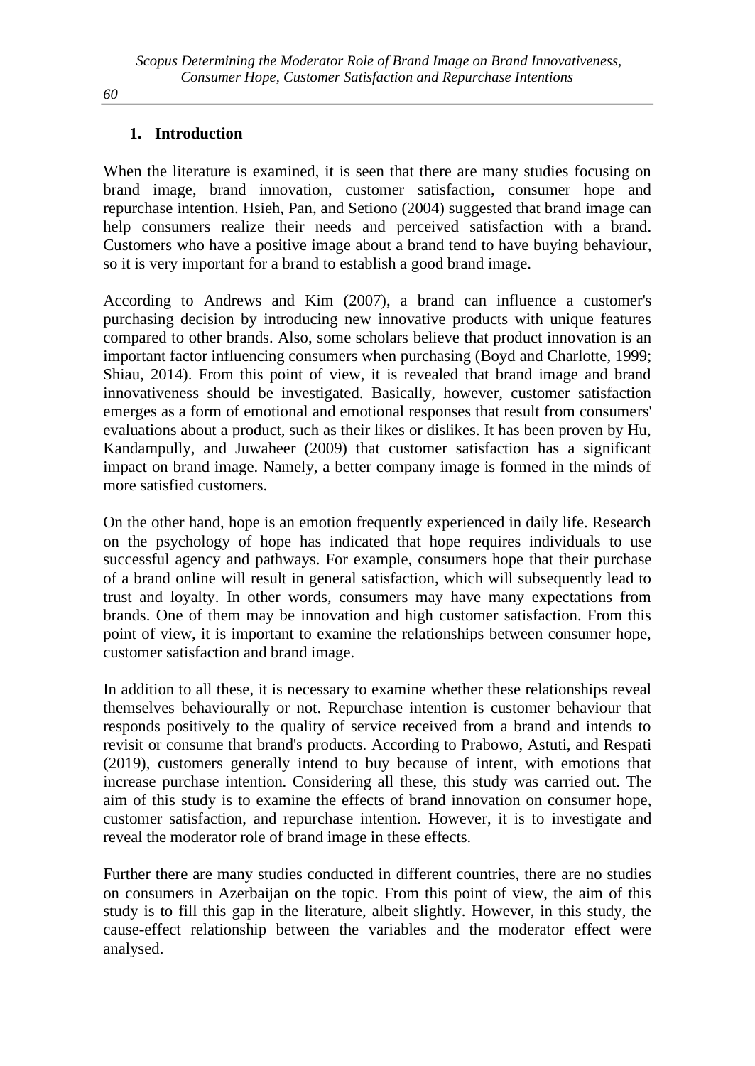## 1. Introduction

When the literature is examined, it is seen that there are many studies focusing on brand image, brand innovation, customer satisfaction, consumer hope and repurchase intention. Hsieh, Pan, and Setiono (2004) suggested that brand image can help consumers realize their needs and perceived satisfaction with a brand. Customers who have a positive image about a brand tend to have buying behaviour, so it is very important for a brand to establish a good brand image.

According to Andrews and Kim (2007), a brand can influence a customer's purchasing decision by introducing new innovative products with unique features compared to other brands. Also, some scholars believe that product innovation is an important factor influencing consumers when purchasing (Boyd and Charlotte, 1999; Shiau, 2014). From this point of view, it is revealed that brand image and brand innovativeness should be investigated. Basically, however, customer satisfaction emerges as a form of emotional and emotional responses that result from consumers' evaluations about a product, such as their likes or dislikes. It has been proven by Hu, Kandampully, and Juwaheer (2009) that customer satisfaction has a significant impact on brand image. Namely, a better company image is formed in the minds of more satisfied customers.

On the other hand, hope is an emotion frequently experienced in daily life. Research on the psychology of hope has indicated that hope requires individuals to use successful agency and pathways. For example, consumers hope that their purchase of a brand online will result in general satisfaction, which will subsequently lead to trust and loyalty. In other words, consumers may have many expectations from brands. One of them may be innovation and high customer satisfaction. From this point of view, it is important to examine the relationships between consumer hope, customer satisfaction and brand image.

In addition to all these, it is necessary to examine whether these relationships reveal themselves behaviourally or not. Repurchase intention is customer behaviour that responds positively to the quality of service received from a brand and intends to revisit or consume that brand's products. According to Prabowo, Astuti, and Respati (2019), customers generally intend to buy because of intent, with emotions that increase purchase intention. Considering all these, this study was carried out. The aim of this study is to examine the effects of brand innovation on consumer hope, customer satisfaction, and repurchase intention. However, it is to investigate and reveal the moderator role of brand image in these effects.

Further there are many studies conducted in different countries, there are no studies on consumers in Azerbaijan on the topic. From this point of view, the aim of this study is to fill this gap in the literature, albeit slightly. However, in this study, the cause-effect relationship between the variables and the moderator effect were analysed.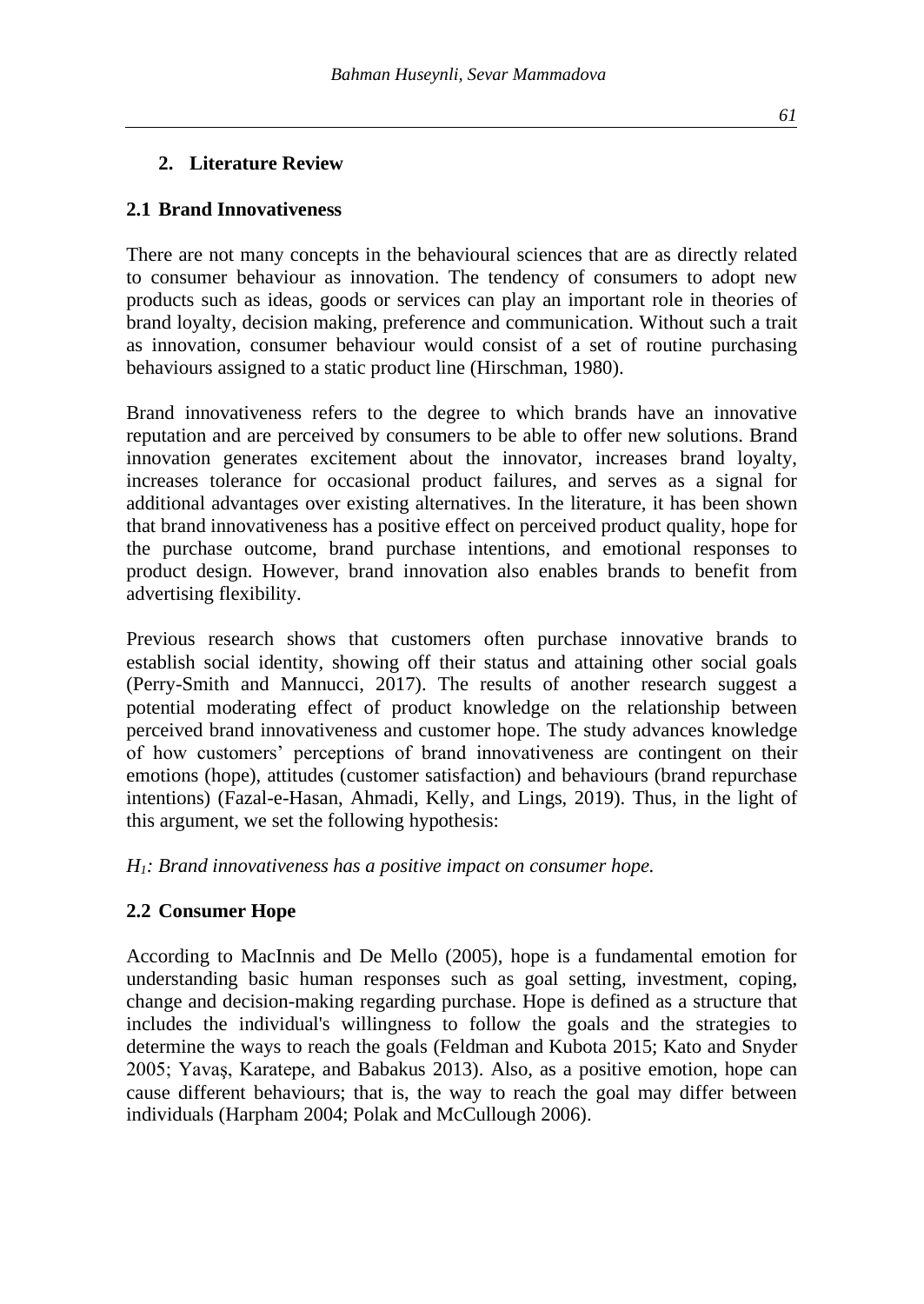## 2. Literature Review

### 2.1 Brand Innovativeness

There are not many concepts in the behavioural sciences that are as directly related to consumer behaviour as innovation. The tendency of consumers to adopt new products such as ideas, goods or services can play an important role in theories of brand loyalty, decision making, preference and communication. Without such a trait as innovation, consumer behaviour would consist of a set of routine purchasing behaviours assigned to a static product line (Hirschman, 1980).

Brand innovativeness refers to the degree to which brands have an innovative reputation and are perceived by consumers to be able to offer new solutions. Brand innovation generates excitement about the innovator, increases brand loyalty, increases tolerance for occasional product failures, and serves as a signal for additional advantages over existing alternatives. In the literature, it has been shown that brand innovativeness has a positive effect on perceived product quality, hope for the purchase outcome, brand purchase intentions, and emotional responses to product design. However, brand innovation also enables brands to benefit from advertising flexibility.

Previous research shows that customers often purchase innovative brands to establish social identity, showing off their status and attaining other social goals (Perry-Smith and Mannucci, 2017). The results of another research suggest a potential moderating effect of product knowledge on the relationship between perceived brand innovativeness and customer hope. The study advances knowledge of how customers' perceptions of brand innovativeness are contingent on their emotions (hope), attitudes (customer satisfaction) and behaviours (brand repurchase intentions) (Fazal-e-Hasan, Ahmadi, Kelly, and Lings, 2019). Thus, in the light of this argument, we set the following hypothesis:

*$H_1$: Brand innovativeness has a positive impact on consumer hope.*

### 2.2 Consumer Hope

According to MacInnis and De Mello (2005), hope is a fundamental emotion for understanding basic human responses such as goal setting, investment, coping, change and decision-making regarding purchase. Hope is defined as a structure that includes the individual's willingness to follow the goals and the strategies to determine the ways to reach the goals (Feldman and Kubota 2015; Kato and Snyder 2005; Yavaş, Karatepe, and Babakus 2013). Also, as a positive emotion, hope can cause different behaviours; that is, the way to reach the goal may differ between individuals (Harpham 2004; Polak and McCullough 2006).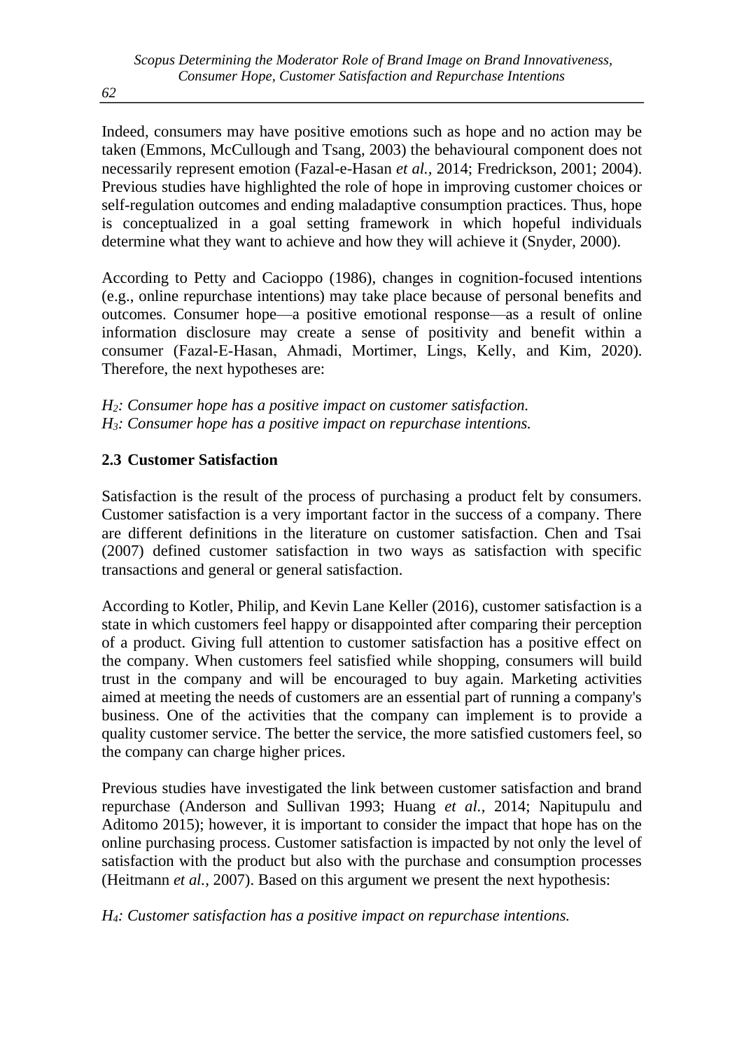Indeed, consumers may have positive emotions such as hope and no action may be taken (Emmons, McCullough and Tsang, 2003) the behavioural component does not necessarily represent emotion (Fazal-e-Hasan *et al.*, 2014; Fredrickson, 2001; 2004). Previous studies have highlighted the role of hope in improving customer choices or self-regulation outcomes and ending maladaptive consumption practices. Thus, hope is conceptualized in a goal setting framework in which hopeful individuals determine what they want to achieve and how they will achieve it (Snyder, 2000).

According to Petty and Cacioppo (1986), changes in cognition-focused intentions (e.g., online repurchase intentions) may take place because of personal benefits and outcomes. Consumer hope—a positive emotional response—as a result of online information disclosure may create a sense of positivity and benefit within a consumer (Fazal-E-Hasan, Ahmadi, Mortimer, Lings, Kelly, and Kim, 2020). Therefore, the next hypotheses are:

*$H_2$: Consumer hope has a positive impact on customer satisfaction.*
*$H_3$: Consumer hope has a positive impact on repurchase intentions.*

### 2.3 Customer Satisfaction

Satisfaction is the result of the process of purchasing a product felt by consumers. Customer satisfaction is a very important factor in the success of a company. There are different definitions in the literature on customer satisfaction. Chen and Tsai (2007) defined customer satisfaction in two ways as satisfaction with specific transactions and general or general satisfaction.

According to Kotler, Philip, and Kevin Lane Keller (2016), customer satisfaction is a state in which customers feel happy or disappointed after comparing their perception of a product. Giving full attention to customer satisfaction has a positive effect on the company. When customers feel satisfied while shopping, consumers will build trust in the company and will be encouraged to buy again. Marketing activities aimed at meeting the needs of customers are an essential part of running a company's business. One of the activities that the company can implement is to provide a quality customer service. The better the service, the more satisfied customers feel, so the company can charge higher prices.

Previous studies have investigated the link between customer satisfaction and brand repurchase (Anderson and Sullivan 1993; Huang *et al.*, 2014; Napitupulu and Aditomo 2015); however, it is important to consider the impact that hope has on the online purchasing process. Customer satisfaction is impacted by not only the level of satisfaction with the product but also with the purchase and consumption processes (Heitmann *et al.*, 2007). Based on this argument we present the next hypothesis:

*$H_4$: Customer satisfaction has a positive impact on repurchase intentions.*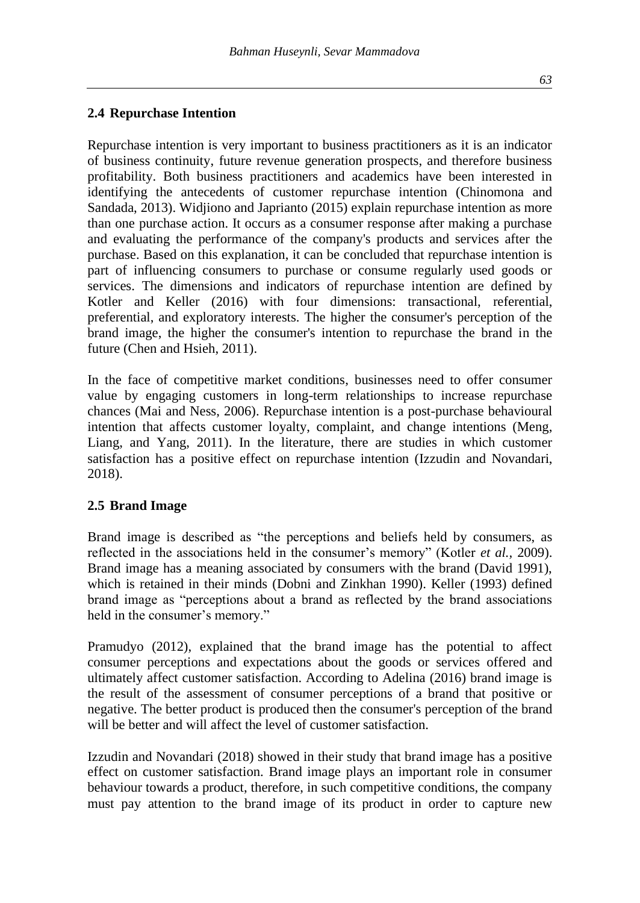## 2.4 Repurchase Intention

Repurchase intention is very important to business practitioners as it is an indicator of business continuity, future revenue generation prospects, and therefore business profitability. Both business practitioners and academics have been interested in identifying the antecedents of customer repurchase intention (Chinomona and Sandada, 2013). Widjiono and Japrianto (2015) explain repurchase intention as more than one purchase action. It occurs as a consumer response after making a purchase and evaluating the performance of the company's products and services after the purchase. Based on this explanation, it can be concluded that repurchase intention is part of influencing consumers to purchase or consume regularly used goods or services. The dimensions and indicators of repurchase intention are defined by Kotler and Keller (2016) with four dimensions: transactional, referential, preferential, and exploratory interests. The higher the consumer's perception of the brand image, the higher the consumer's intention to repurchase the brand in the future (Chen and Hsieh, 2011).

In the face of competitive market conditions, businesses need to offer consumer value by engaging customers in long-term relationships to increase repurchase chances (Mai and Ness, 2006). Repurchase intention is a post-purchase behavioural intention that affects customer loyalty, complaint, and change intentions (Meng, Liang, and Yang, 2011). In the literature, there are studies in which customer satisfaction has a positive effect on repurchase intention (Izzudin and Novandari, 2018).

## 2.5 Brand Image

Brand image is described as "the perceptions and beliefs held by consumers, as reflected in the associations held in the consumer's memory" (Kotler *et al.*, 2009). Brand image has a meaning associated by consumers with the brand (David 1991), which is retained in their minds (Dobni and Zinkhan 1990). Keller (1993) defined brand image as "perceptions about a brand as reflected by the brand associations held in the consumer's memory."

Pramudyo (2012), explained that the brand image has the potential to affect consumer perceptions and expectations about the goods or services offered and ultimately affect customer satisfaction. According to Adelina (2016) brand image is the result of the assessment of consumer perceptions of a brand that positive or negative. The better product is produced then the consumer's perception of the brand will be better and will affect the level of customer satisfaction.

Izzudin and Novandari (2018) showed in their study that brand image has a positive effect on customer satisfaction. Brand image plays an important role in consumer behaviour towards a product, therefore, in such competitive conditions, the company must pay attention to the brand image of its product in order to capture new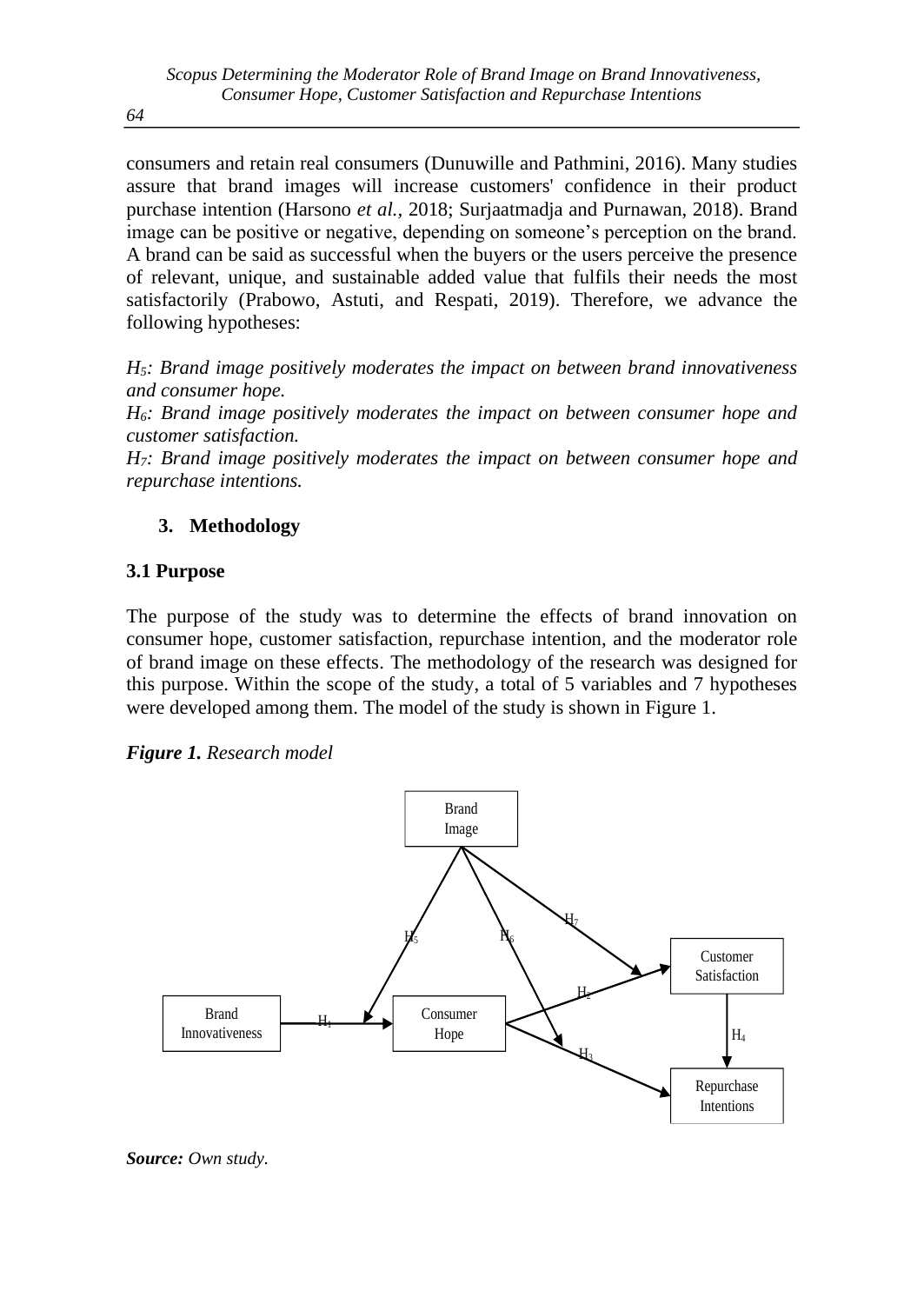consumers and retain real consumers (Dunuwille and Pathmini, 2016). Many studies assure that brand images will increase customers' confidence in their product purchase intention (Harsono *et al.*, 2018; Surjaatmadja and Purnawan, 2018). Brand image can be positive or negative, depending on someone's perception on the brand. A brand can be said as successful when the buyers or the users perceive the presence of relevant, unique, and sustainable added value that fulfils their needs the most satisfactorily (Prabowo, Astuti, and Respati, 2019). Therefore, we advance the following hypotheses:

*$H_5$: Brand image positively moderates the impact on between brand innovativeness and consumer hope.*
*$H_6$: Brand image positively moderates the impact on between consumer hope and customer satisfaction.*
*$H_7$: Brand image positively moderates the impact on between consumer hope and repurchase intentions.*

## 3. Methodology

### 3.1 Purpose

The purpose of the study was to determine the effects of brand innovation on consumer hope, customer satisfaction, repurchase intention, and the moderator role of brand image on these effects. The methodology of the research was designed for this purpose. Within the scope of the study, a total of 5 variables and 7 hypotheses were developed among them. The model of the study is shown in Figure 1.

***Figure 1.*** *Research model*

Brand Image

$H_5$ $H_6$ $H_7$

Brand Innovativeness —$H_1$→ Consumer Hope —$H_2$→ Customer Satisfaction —$H_4$→ Repurchase Intentions

Consumer Hope —$H_3$→ Repurchase Intentions

***Source:*** *Own study.*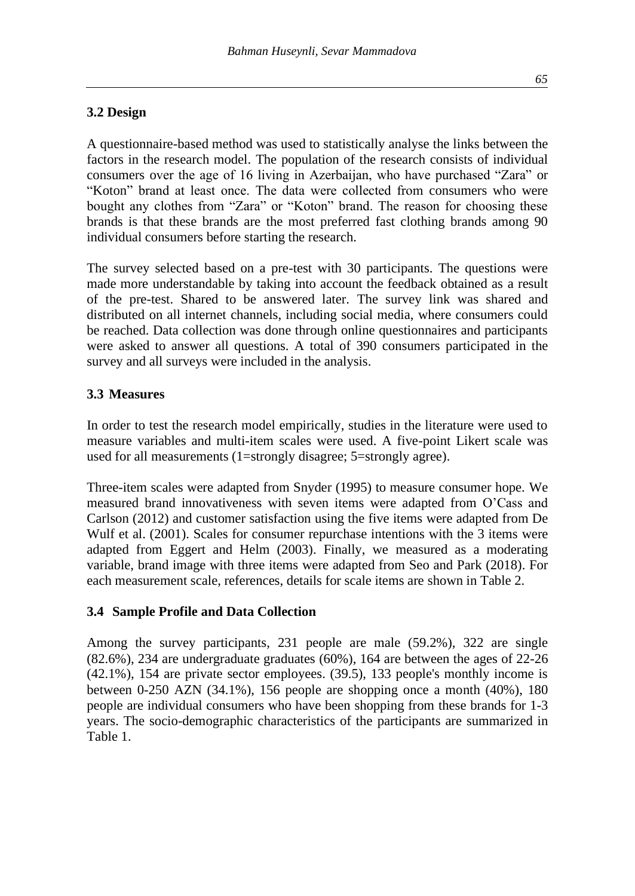### 3.2 Design

A questionnaire-based method was used to statistically analyse the links between the factors in the research model. The population of the research consists of individual consumers over the age of 16 living in Azerbaijan, who have purchased "Zara" or "Koton" brand at least once. The data were collected from consumers who were bought any clothes from "Zara" or "Koton" brand. The reason for choosing these brands is that these brands are the most preferred fast clothing brands among 90 individual consumers before starting the research.

The survey selected based on a pre-test with 30 participants. The questions were made more understandable by taking into account the feedback obtained as a result of the pre-test. Shared to be answered later. The survey link was shared and distributed on all internet channels, including social media, where consumers could be reached. Data collection was done through online questionnaires and participants were asked to answer all questions. A total of 390 consumers participated in the survey and all surveys were included in the analysis.

### 3.3 Measures

In order to test the research model empirically, studies in the literature were used to measure variables and multi-item scales were used. A five-point Likert scale was used for all measurements (1=strongly disagree; 5=strongly agree).

Three-item scales were adapted from Snyder (1995) to measure consumer hope. We measured brand innovativeness with seven items were adapted from O'Cass and Carlson (2012) and customer satisfaction using the five items were adapted from De Wulf et al. (2001). Scales for consumer repurchase intentions with the 3 items were adapted from Eggert and Helm (2003). Finally, we measured as a moderating variable, brand image with three items were adapted from Seo and Park (2018). For each measurement scale, references, details for scale items are shown in Table 2.

### 3.4 Sample Profile and Data Collection

Among the survey participants, 231 people are male (59.2%), 322 are single (82.6%), 234 are undergraduate graduates (60%), 164 are between the ages of 22-26 (42.1%), 154 are private sector employees. (39.5), 133 people's monthly income is between 0-250 AZN (34.1%), 156 people are shopping once a month (40%), 180 people are individual consumers who have been shopping from these brands for 1-3 years. The socio-demographic characteristics of the participants are summarized in Table 1.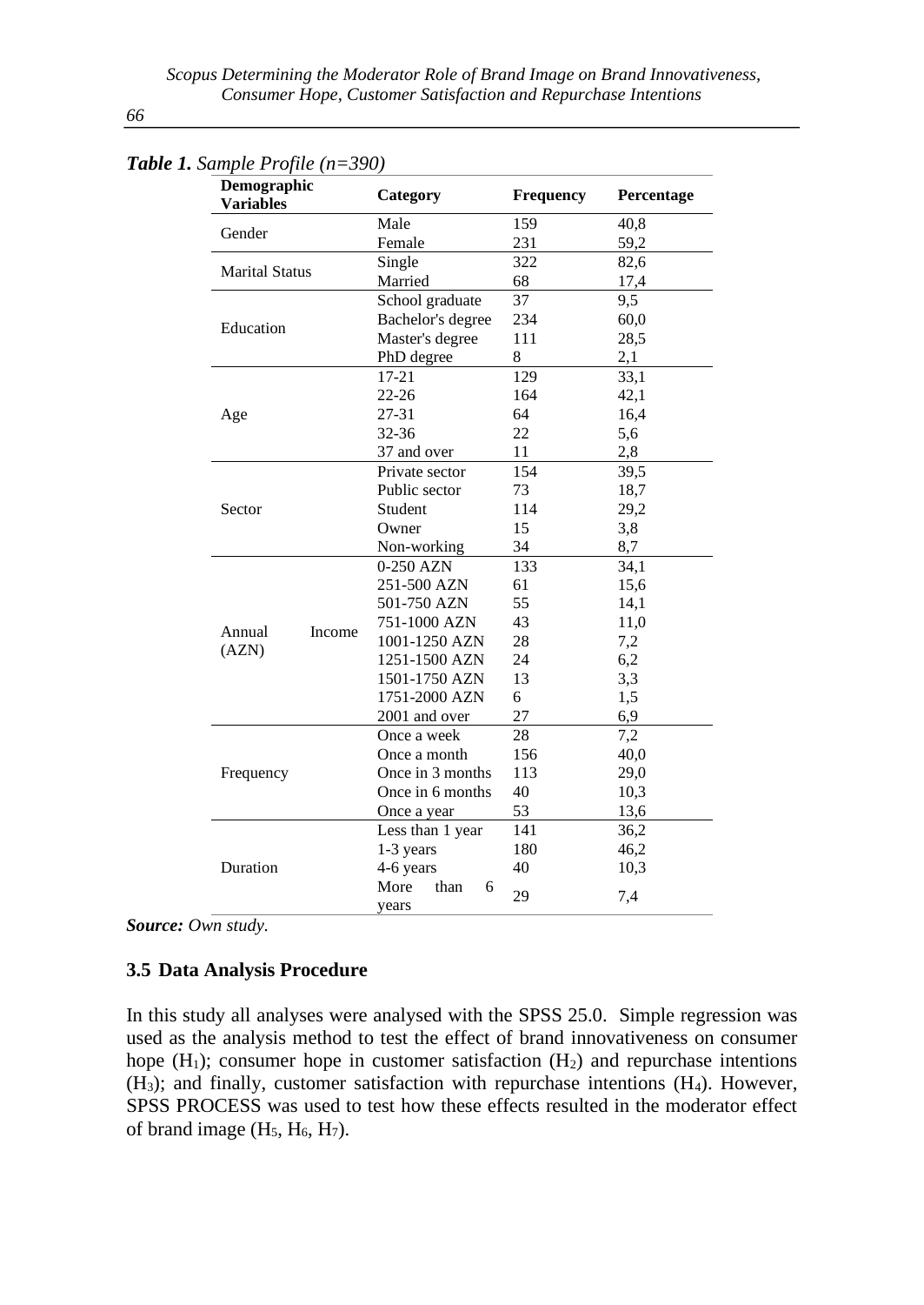***Table 1.*** *Sample Profile (n=390)*

| Demographic Variables | Category | Frequency | Percentage |
|---|---|---|---|
| Gender | Male | 159 | 40,8 |
| | Female | 231 | 59,2 |
| Marital Status | Single | 322 | 82,6 |
| | Married | 68 | 17,4 |
| Education | School graduate | 37 | 9,5 |
| | Bachelor's degree | 234 | 60,0 |
| | Master's degree | 111 | 28,5 |
| | PhD degree | 8 | 2,1 |
| Age | 17-21 | 129 | 33,1 |
| | 22-26 | 164 | 42,1 |
| | 27-31 | 64 | 16,4 |
| | 32-36 | 22 | 5,6 |
| | 37 and over | 11 | 2,8 |
| Sector | Private sector | 154 | 39,5 |
| | Public sector | 73 | 18,7 |
| | Student | 114 | 29,2 |
| | Owner | 15 | 3,8 |
| | Non-working | 34 | 8,7 |
| Annual Income (AZN) | 0-250 AZN | 133 | 34,1 |
| | 251-500 AZN | 61 | 15,6 |
| | 501-750 AZN | 55 | 14,1 |
| | 751-1000 AZN | 43 | 11,0 |
| | 1001-1250 AZN | 28 | 7,2 |
| | 1251-1500 AZN | 24 | 6,2 |
| | 1501-1750 AZN | 13 | 3,3 |
| | 1751-2000 AZN | 6 | 1,5 |
| | 2001 and over | 27 | 6,9 |
| Frequency | Once a week | 28 | 7,2 |
| | Once a month | 156 | 40,0 |
| | Once in 3 months | 113 | 29,0 |
| | Once in 6 months | 40 | 10,3 |
| | Once a year | 53 | 13,6 |
| Duration | Less than 1 year | 141 | 36,2 |
| | 1-3 years | 180 | 46,2 |
| | 4-6 years | 40 | 10,3 |
| | More than 6 years | 29 | 7,4 |

***Source:*** *Own study.*

### 3.5 Data Analysis Procedure

In this study all analyses were analysed with the SPSS 25.0. Simple regression was used as the analysis method to test the effect of brand innovativeness on consumer hope ($H_1$); consumer hope in customer satisfaction ($H_2$) and repurchase intentions ($H_3$); and finally, customer satisfaction with repurchase intentions ($H_4$). However, SPSS PROCESS was used to test how these effects resulted in the moderator effect of brand image ($H_5$, $H_6$, $H_7$).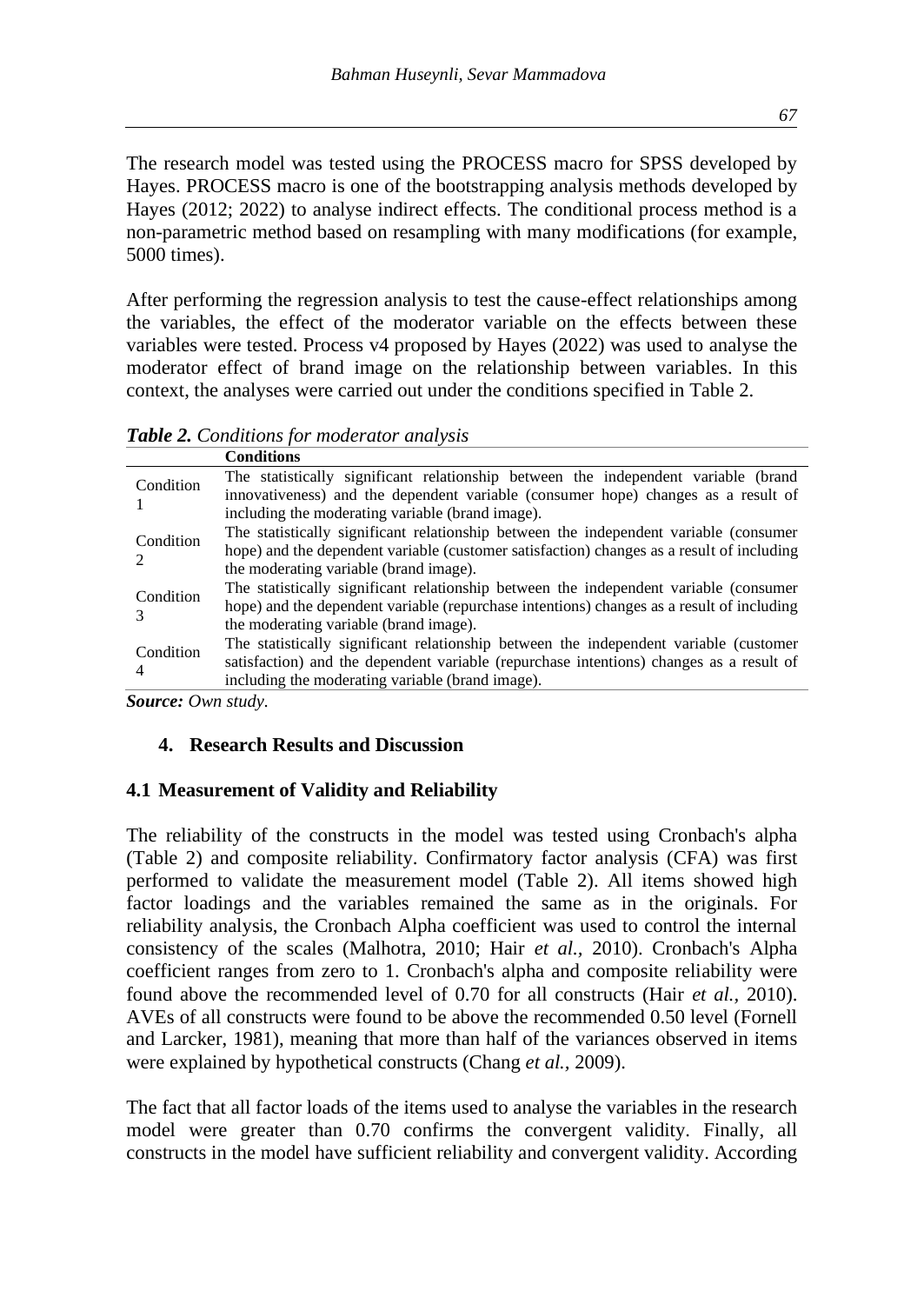The research model was tested using the PROCESS macro for SPSS developed by Hayes. PROCESS macro is one of the bootstrapping analysis methods developed by Hayes (2012; 2022) to analyse indirect effects. The conditional process method is a non-parametric method based on resampling with many modifications (for example, 5000 times).

After performing the regression analysis to test the cause-effect relationships among the variables, the effect of the moderator variable on the effects between these variables were tested. Process v4 proposed by Hayes (2022) was used to analyse the moderator effect of brand image on the relationship between variables. In this context, the analyses were carried out under the conditions specified in Table 2.

***Table 2.*** *Conditions for moderator analysis*

| | **Conditions** |
|---|---|
| Condition 1 | The statistically significant relationship between the independent variable (brand innovativeness) and the dependent variable (consumer hope) changes as a result of including the moderating variable (brand image). |
| Condition 2 | The statistically significant relationship between the independent variable (consumer hope) and the dependent variable (customer satisfaction) changes as a result of including the moderating variable (brand image). |
| Condition 3 | The statistically significant relationship between the independent variable (consumer hope) and the dependent variable (repurchase intentions) changes as a result of including the moderating variable (brand image). |
| Condition 4 | The statistically significant relationship between the independent variable (customer satisfaction) and the dependent variable (repurchase intentions) changes as a result of including the moderating variable (brand image). |

***Source:*** *Own study.*

## 4. Research Results and Discussion

### 4.1 Measurement of Validity and Reliability

The reliability of the constructs in the model was tested using Cronbach's alpha (Table 2) and composite reliability. Confirmatory factor analysis (CFA) was first performed to validate the measurement model (Table 2). All items showed high factor loadings and the variables remained the same as in the originals. For reliability analysis, the Cronbach Alpha coefficient was used to control the internal consistency of the scales (Malhotra, 2010; Hair *et al.,* 2010). Cronbach's Alpha coefficient ranges from zero to 1. Cronbach's alpha and composite reliability were found above the recommended level of 0.70 for all constructs (Hair *et al.,* 2010). AVEs of all constructs were found to be above the recommended 0.50 level (Fornell and Larcker, 1981), meaning that more than half of the variances observed in items were explained by hypothetical constructs (Chang *et al.*, 2009).

The fact that all factor loads of the items used to analyse the variables in the research model were greater than 0.70 confirms the convergent validity. Finally, all constructs in the model have sufficient reliability and convergent validity. According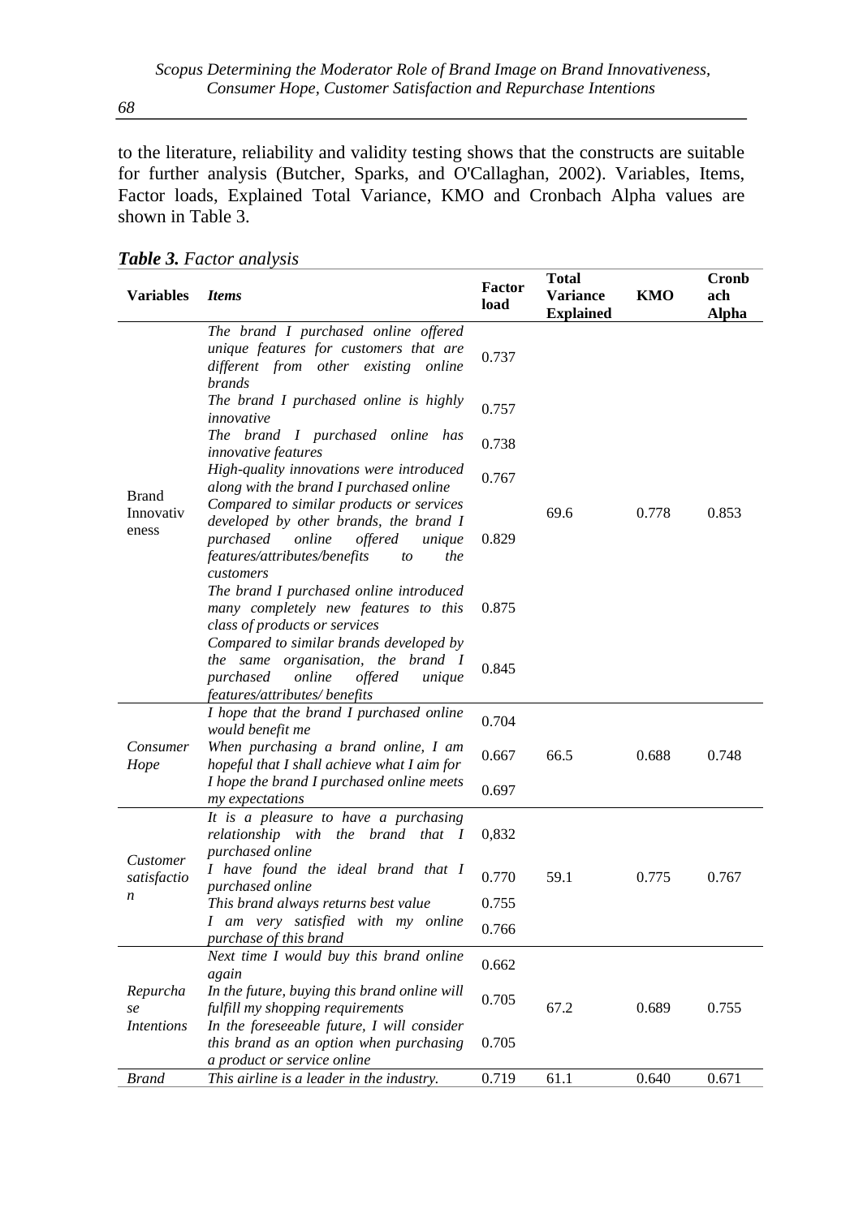to the literature, reliability and validity testing shows that the constructs are suitable for further analysis (Butcher, Sparks, and O'Callaghan, 2002). Variables, Items, Factor loads, Explained Total Variance, KMO and Cronbach Alpha values are shown in Table 3.

***Table 3.*** *Factor analysis*

| **Variables** | ***Items*** | **Factor load** | **Total Variance Explained** | **KMO** | **Cronbach Alpha** |
|---|---|---|---|---|---|
| Brand Innovativeness | *The brand I purchased online offered unique features for customers that are different from other existing online brands* | 0.737 | 69.6 | 0.778 | 0.853 |
| | *The brand I purchased online is highly innovative* | 0.757 | | | |
| | *The brand I purchased online has innovative features* | 0.738 | | | |
| | *High-quality innovations were introduced along with the brand I purchased online* | 0.767 | | | |
| | *Compared to similar products or services developed by other brands, the brand I purchased online offered unique features/attributes/benefits to the customers* | 0.829 | | | |
| | *The brand I purchased online introduced many completely new features to this class of products or services* | 0.875 | | | |
| | *Compared to similar brands developed by the same organisation, the brand I purchased online offered unique features/attributes/ benefits* | 0.845 | | | |
| *Consumer Hope* | *I hope that the brand I purchased online would benefit me* | 0.704 | 66.5 | 0.688 | 0.748 |
| | *When purchasing a brand online, I am hopeful that I shall achieve what I aim for* | 0.667 | | | |
| | *I hope the brand I purchased online meets my expectations* | 0.697 | | | |
| *Customer satisfaction* | *It is a pleasure to have a purchasing relationship with the brand that I purchased online* | 0,832 | 59.1 | 0.775 | 0.767 |
| | *I have found the ideal brand that I purchased online* | 0.770 | | | |
| | *This brand always returns best value* | 0.755 | | | |
| | *I am very satisfied with my online purchase of this brand* | 0.766 | | | |
| *Repurchase Intentions* | *Next time I would buy this brand online again* | 0.662 | 67.2 | 0.689 | 0.755 |
| | *In the future, buying this brand online will fulfill my shopping requirements* | 0.705 | | | |
| | *In the foreseeable future, I will consider this brand as an option when purchasing a product or service online* | 0.705 | | | |
| *Brand* | *This airline is a leader in the industry.* | 0.719 | 61.1 | 0.640 | 0.671 |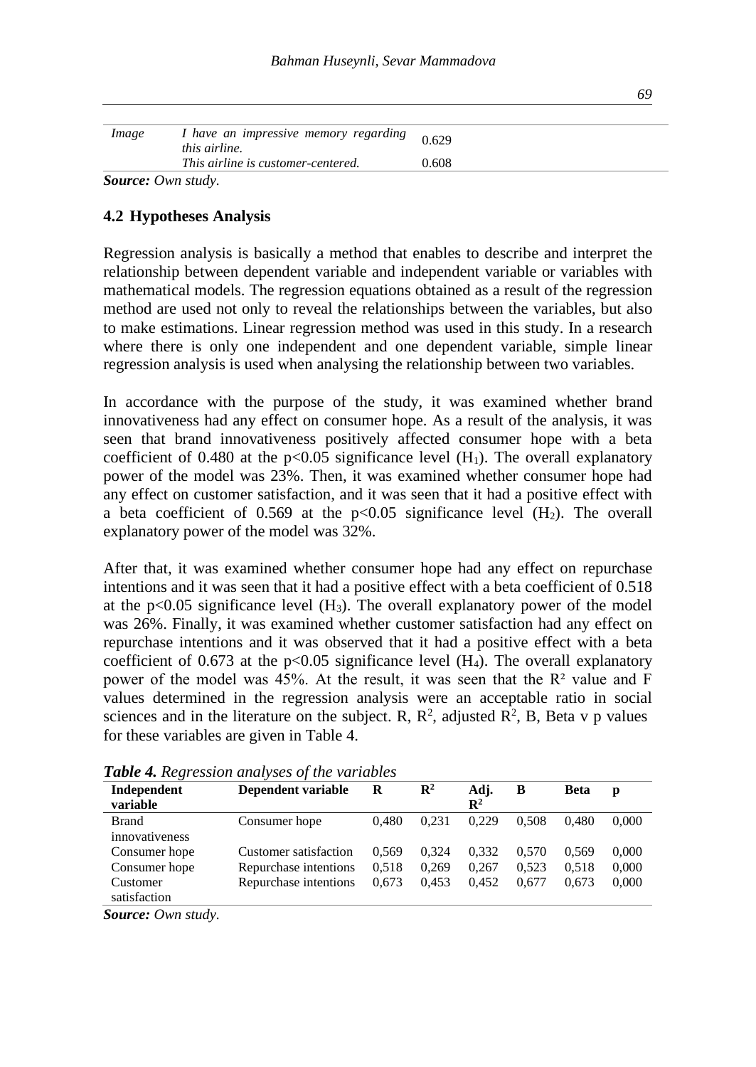| Image | I have an impressive memory regarding this airline. | 0.629 |
|---|---|---|
| | This airline is customer-centered. | 0.608 |

***Source:*** *Own study.*

## 4.2 Hypotheses Analysis

Regression analysis is basically a method that enables to describe and interpret the relationship between dependent variable and independent variable or variables with mathematical models. The regression equations obtained as a result of the regression method are used not only to reveal the relationships between the variables, but also to make estimations. Linear regression method was used in this study. In a research where there is only one independent and one dependent variable, simple linear regression analysis is used when analysing the relationship between two variables.

In accordance with the purpose of the study, it was examined whether brand innovativeness had any effect on consumer hope. As a result of the analysis, it was seen that brand innovativeness positively affected consumer hope with a beta coefficient of 0.480 at the $p<0.05$ significance level ($H_1$). The overall explanatory power of the model was 23%. Then, it was examined whether consumer hope had any effect on customer satisfaction, and it was seen that it had a positive effect with a beta coefficient of 0.569 at the $p<0.05$ significance level ($H_2$). The overall explanatory power of the model was 32%.

After that, it was examined whether consumer hope had any effect on repurchase intentions and it was seen that it had a positive effect with a beta coefficient of 0.518 at the $p<0.05$ significance level ($H_3$). The overall explanatory power of the model was 26%. Finally, it was examined whether customer satisfaction had any effect on repurchase intentions and it was observed that it had a positive effect with a beta coefficient of 0.673 at the $p<0.05$ significance level ($H_4$). The overall explanatory power of the model was 45%. At the result, it was seen that the $R^2$ value and F values determined in the regression analysis were an acceptable ratio in social sciences and in the literature on the subject. R, $R^2$, adjusted $R^2$, B, Beta v p values for these variables are given in Table 4.

***Table 4.*** *Regression analyses of the variables*

| Independent variable | Dependent variable | R | $R^2$ | Adj. $R^2$ | B | Beta | p |
|---|---|---|---|---|---|---|---|
| Brand innovativeness | Consumer hope | 0,480 | 0,231 | 0,229 | 0,508 | 0,480 | 0,000 |
| Consumer hope | Customer satisfaction | 0,569 | 0,324 | 0,332 | 0,570 | 0,569 | 0,000 |
| Consumer hope | Repurchase intentions | 0,518 | 0,269 | 0,267 | 0,523 | 0,518 | 0,000 |
| Customer satisfaction | Repurchase intentions | 0,673 | 0,453 | 0,452 | 0,677 | 0,673 | 0,000 |

***Source:*** *Own study.*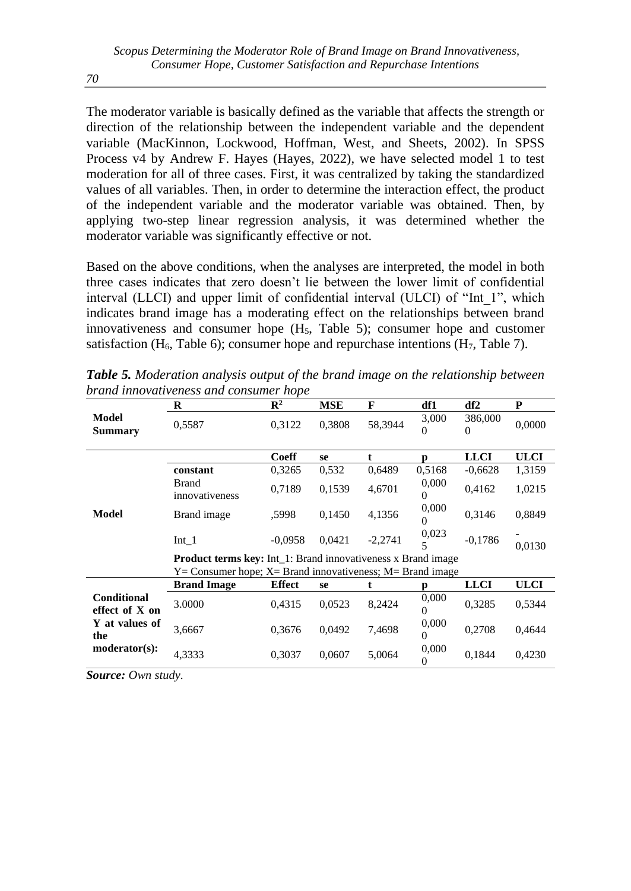The moderator variable is basically defined as the variable that affects the strength or direction of the relationship between the independent variable and the dependent variable (MacKinnon, Lockwood, Hoffman, West, and Sheets, 2002). In SPSS Process v4 by Andrew F. Hayes (Hayes, 2022), we have selected model 1 to test moderation for all of three cases. First, it was centralized by taking the standardized values of all variables. Then, in order to determine the interaction effect, the product of the independent variable and the moderator variable was obtained. Then, by applying two-step linear regression analysis, it was determined whether the moderator variable was significantly effective or not.

Based on the above conditions, when the analyses are interpreted, the model in both three cases indicates that zero doesn't lie between the lower limit of confidential interval (LLCI) and upper limit of confidential interval (ULCI) of "Int_1", which indicates brand image has a moderating effect on the relationships between brand innovativeness and consumer hope ($H_5$, Table 5); consumer hope and customer satisfaction ($H_6$, Table 6); consumer hope and repurchase intentions ($H_7$, Table 7).

***Table 5.*** *Moderation analysis output of the brand image on the relationship between brand innovativeness and consumer hope*

| | R | $R^2$ | MSE | F | df1 | df2 | P |
|---|---|---|---|---|---|---|---|
| **Model Summary** | 0,5587 | 0,3122 | 0,3808 | 58,3944 | 3,0000 | 386,0000 | 0,0000 |
| | | **Coeff** | **se** | **t** | **p** | **LLCI** | **ULCI** |
| **Model** | **constant** | 0,3265 | 0,532 | 0,6489 | 0,5168 | -0,6628 | 1,3159 |
| | Brand innovativeness | 0,7189 | 0,1539 | 4,6701 | 0,0000 | 0,4162 | 1,0215 |
| | Brand image | ,5998 | 0,1450 | 4,1356 | 0,0000 | 0,3146 | 0,8849 |
| | Int_1 | -0,0958 | 0,0421 | -2,2741 | 0,0235 | -0,1786 | -0,0130 |
| | **Product terms key:** Int_1: Brand innovativeness x Brand image | | | | | | |
| | Y= Consumer hope; X= Brand innovativeness; M= Brand image | | | | | | |
| | **Brand Image** | **Effect** | **se** | **t** | **p** | **LLCI** | **ULCI** |
| **Conditional effect of X on Y at values of the moderator(s):** | 3.0000 | 0,4315 | 0,0523 | 8,2424 | 0,0000 | 0,3285 | 0,5344 |
| | 3,6667 | 0,3676 | 0,0492 | 7,4698 | 0,0000 | 0,2708 | 0,4644 |
| | 4,3333 | 0,3037 | 0,0607 | 5,0064 | 0,0000 | 0,1844 | 0,4230 |

***Source:*** *Own study.*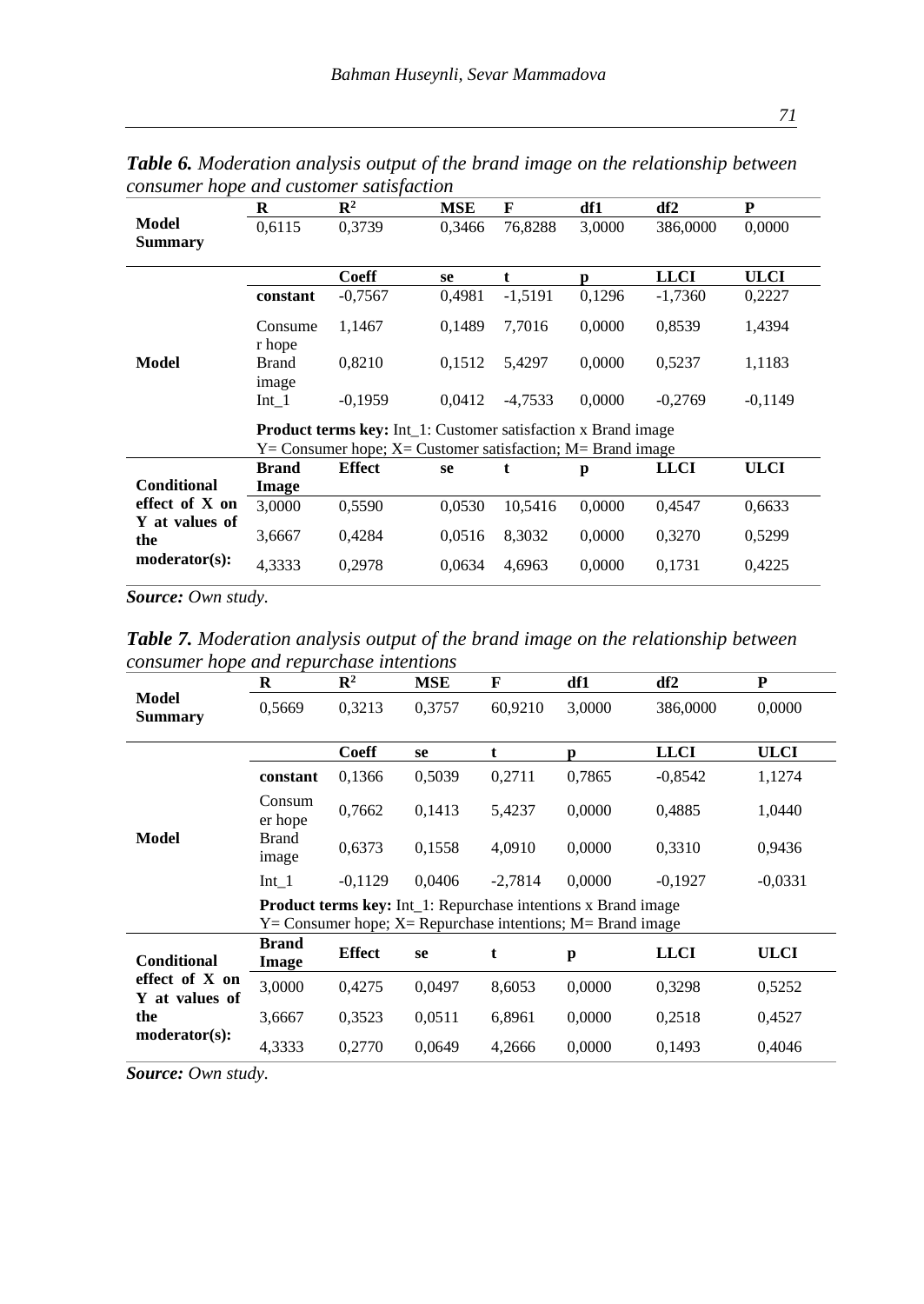***Table 6.*** *Moderation analysis output of the brand image on the relationship between consumer hope and customer satisfaction*

| | | | | | | | |
|---|---|---|---|---|---|---|---|
| | **R** | **$R^2$** | **MSE** | **F** | **df1** | **df2** | **P** |
| **Model Summary** | 0,6115 | 0,3739 | 0,3466 | 76,8288 | 3,0000 | 386,0000 | 0,0000 |
| | | **Coeff** | **se** | **t** | **p** | **LLCI** | **ULCI** |
| **Model** | **constant** | -0,7567 | 0,4981 | -1,5191 | 0,1296 | -1,7360 | 0,2227 |
| | Consumer hope | 1,1467 | 0,1489 | 7,7016 | 0,0000 | 0,8539 | 1,4394 |
| | Brand image | 0,8210 | 0,1512 | 5,4297 | 0,0000 | 0,5237 | 1,1183 |
| | Int_1 | -0,1959 | 0,0412 | -4,7533 | 0,0000 | -0,2769 | -0,1149 |
| | **Product terms key:** Int_1: Customer satisfaction x Brand image Y= Consumer hope; X= Customer satisfaction; M= Brand image | | | | | | |
| **Conditional effect of X on Y at values of the moderator(s):** | **Brand Image** | **Effect** | **se** | **t** | **p** | **LLCI** | **ULCI** |
| | 3,0000 | 0,5590 | 0,0530 | 10,5416 | 0,0000 | 0,4547 | 0,6633 |
| | 3,6667 | 0,4284 | 0,0516 | 8,3032 | 0,0000 | 0,3270 | 0,5299 |
| | 4,3333 | 0,2978 | 0,0634 | 4,6963 | 0,0000 | 0,1731 | 0,4225 |

***Source:*** *Own study.*

***Table 7.*** *Moderation analysis output of the brand image on the relationship between consumer hope and repurchase intentions*

| | | | | | | | |
|---|---|---|---|---|---|---|---|
| | **R** | **$R^2$** | **MSE** | **F** | **df1** | **df2** | **P** |
| **Model Summary** | 0,5669 | 0,3213 | 0,3757 | 60,9210 | 3,0000 | 386,0000 | 0,0000 |
| | | **Coeff** | **se** | **t** | **p** | **LLCI** | **ULCI** |
| **Model** | **constant** | 0,1366 | 0,5039 | 0,2711 | 0,7865 | -0,8542 | 1,1274 |
| | Consumer hope | 0,7662 | 0,1413 | 5,4237 | 0,0000 | 0,4885 | 1,0440 |
| | Brand image | 0,6373 | 0,1558 | 4,0910 | 0,0000 | 0,3310 | 0,9436 |
| | Int_1 | -0,1129 | 0,0406 | -2,7814 | 0,0000 | -0,1927 | -0,0331 |
| | **Product terms key:** Int_1: Repurchase intentions x Brand image Y= Consumer hope; X= Repurchase intentions; M= Brand image | | | | | | |
| **Conditional effect of X on Y at values of the moderator(s):** | **Brand Image** | **Effect** | **se** | **t** | **p** | **LLCI** | **ULCI** |
| | 3,0000 | 0,4275 | 0,0497 | 8,6053 | 0,0000 | 0,3298 | 0,5252 |
| | 3,6667 | 0,3523 | 0,0511 | 6,8961 | 0,0000 | 0,2518 | 0,4527 |
| | 4,3333 | 0,2770 | 0,0649 | 4,2666 | 0,0000 | 0,1493 | 0,4046 |

***Source:*** *Own study.*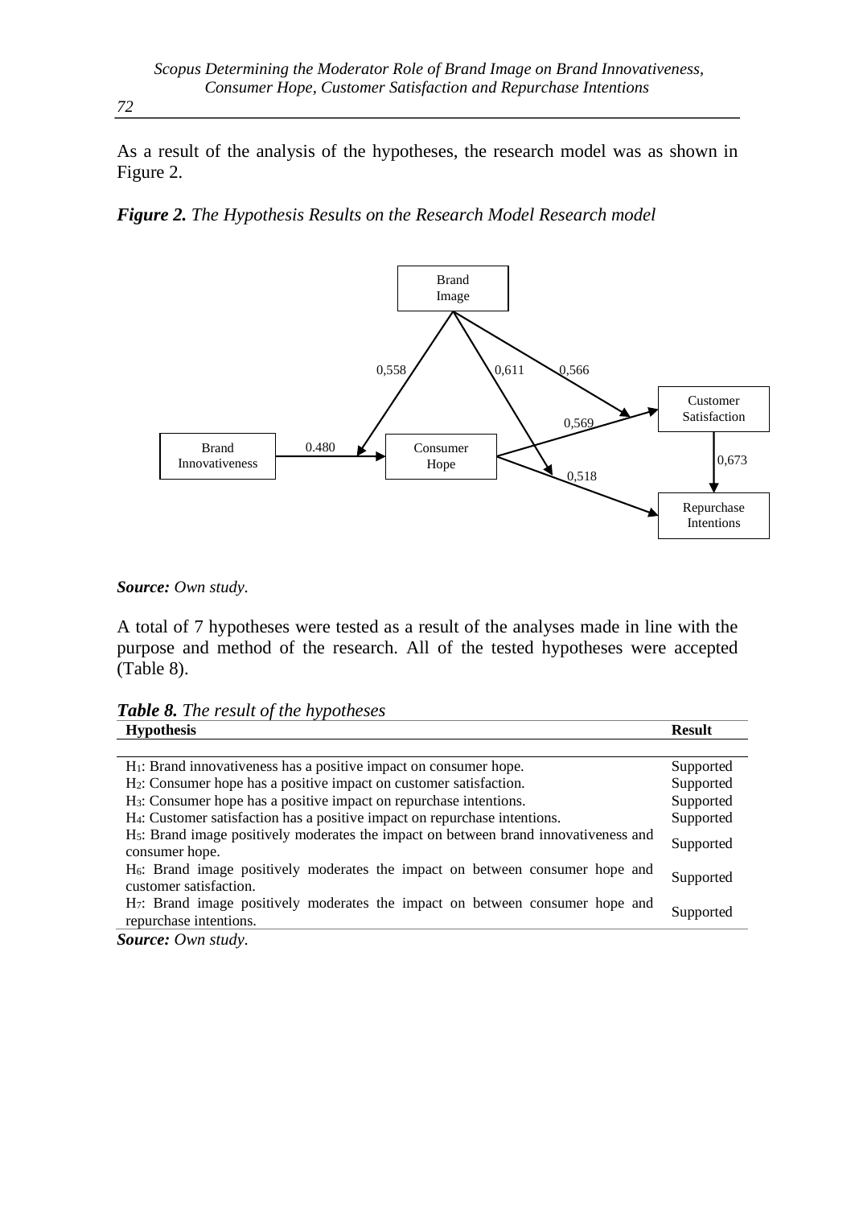As a result of the analysis of the hypotheses, the research model was as shown in Figure 2.

***Figure 2.*** *The Hypothesis Results on the Research Model Research model*

Brand Image

0,558 0,611 0,566

Customer Satisfaction

0,569

Brand Innovativeness 0.480 Consumer Hope 0,673

0,518

Repurchase Intentions

***Source:*** *Own study.*

A total of 7 hypotheses were tested as a result of the analyses made in line with the purpose and method of the research. All of the tested hypotheses were accepted (Table 8).

***Table 8.*** *The result of the hypotheses*

| Hypothesis | Result |
|---|---|
| $H_1$: Brand innovativeness has a positive impact on consumer hope. | Supported |
| $H_2$: Consumer hope has a positive impact on customer satisfaction. | Supported |
| $H_3$: Consumer hope has a positive impact on repurchase intentions. | Supported |
| $H_4$: Customer satisfaction has a positive impact on repurchase intentions. | Supported |
| $H_5$: Brand image positively moderates the impact on between brand innovativeness and consumer hope. | Supported |
| $H_6$: Brand image positively moderates the impact on between consumer hope and customer satisfaction. | Supported |
| $H_7$: Brand image positively moderates the impact on between consumer hope and repurchase intentions. | Supported |

***Source:*** *Own study.*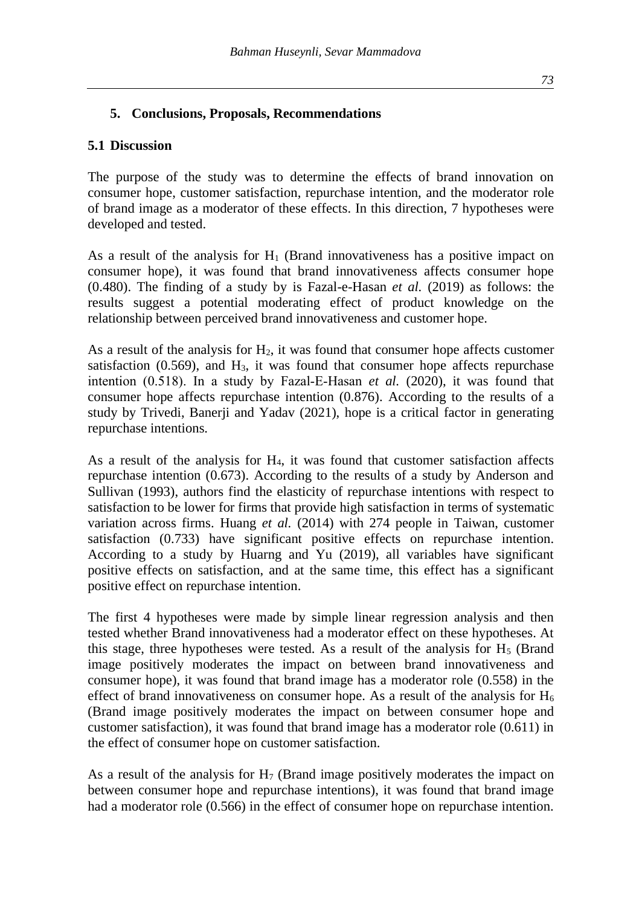## 5. Conclusions, Proposals, Recommendations

### 5.1 Discussion

The purpose of the study was to determine the effects of brand innovation on consumer hope, customer satisfaction, repurchase intention, and the moderator role of brand image as a moderator of these effects. In this direction, 7 hypotheses were developed and tested.

As a result of the analysis for $H_1$ (Brand innovativeness has a positive impact on consumer hope), it was found that brand innovativeness affects consumer hope (0.480). The finding of a study by is Fazal-e-Hasan *et al.* (2019) as follows: the results suggest a potential moderating effect of product knowledge on the relationship between perceived brand innovativeness and customer hope.

As a result of the analysis for $H_2$, it was found that consumer hope affects customer satisfaction (0.569), and $H_3$, it was found that consumer hope affects repurchase intention (0.518). In a study by Fazal-E-Hasan *et al.* (2020), it was found that consumer hope affects repurchase intention (0.876). According to the results of a study by Trivedi, Banerji and Yadav (2021), hope is a critical factor in generating repurchase intentions.

As a result of the analysis for $H_4$, it was found that customer satisfaction affects repurchase intention (0.673). According to the results of a study by Anderson and Sullivan (1993), authors find the elasticity of repurchase intentions with respect to satisfaction to be lower for firms that provide high satisfaction in terms of systematic variation across firms. Huang *et al.* (2014) with 274 people in Taiwan, customer satisfaction (0.733) have significant positive effects on repurchase intention. According to a study by Huarng and Yu (2019), all variables have significant positive effects on satisfaction, and at the same time, this effect has a significant positive effect on repurchase intention.

The first 4 hypotheses were made by simple linear regression analysis and then tested whether Brand innovativeness had a moderator effect on these hypotheses. At this stage, three hypotheses were tested. As a result of the analysis for $H_5$ (Brand image positively moderates the impact on between brand innovativeness and consumer hope), it was found that brand image has a moderator role (0.558) in the effect of brand innovativeness on consumer hope. As a result of the analysis for $H_6$ (Brand image positively moderates the impact on between consumer hope and customer satisfaction), it was found that brand image has a moderator role (0.611) in the effect of consumer hope on customer satisfaction.

As a result of the analysis for $H_7$ (Brand image positively moderates the impact on between consumer hope and repurchase intentions), it was found that brand image had a moderator role (0.566) in the effect of consumer hope on repurchase intention.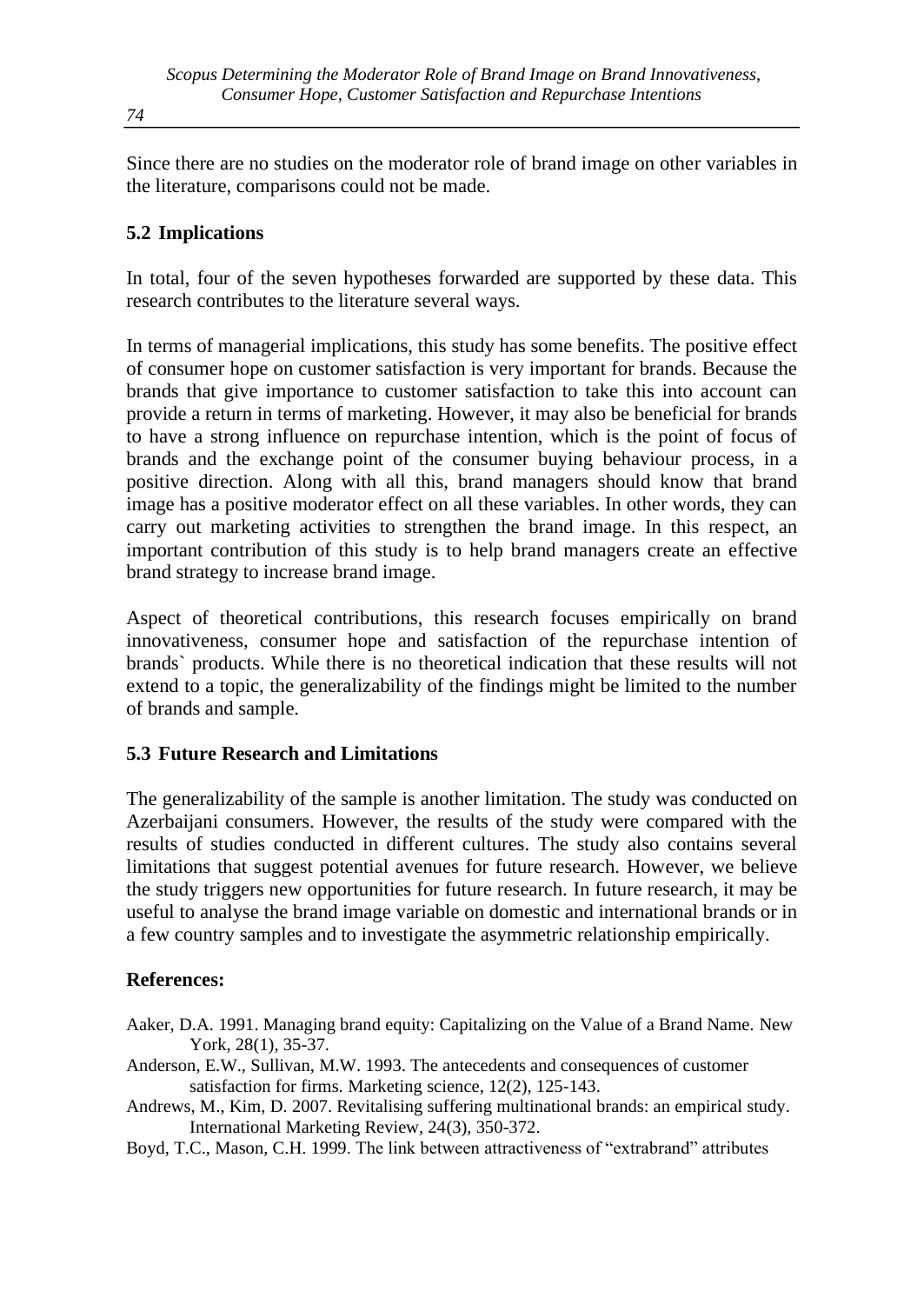Since there are no studies on the moderator role of brand image on other variables in the literature, comparisons could not be made.

## 5.2 Implications

In total, four of the seven hypotheses forwarded are supported by these data. This research contributes to the literature several ways.

In terms of managerial implications, this study has some benefits. The positive effect of consumer hope on customer satisfaction is very important for brands. Because the brands that give importance to customer satisfaction to take this into account can provide a return in terms of marketing. However, it may also be beneficial for brands to have a strong influence on repurchase intention, which is the point of focus of brands and the exchange point of the consumer buying behaviour process, in a positive direction. Along with all this, brand managers should know that brand image has a positive moderator effect on all these variables. In other words, they can carry out marketing activities to strengthen the brand image. In this respect, an important contribution of this study is to help brand managers create an effective brand strategy to increase brand image.

Aspect of theoretical contributions, this research focuses empirically on brand innovativeness, consumer hope and satisfaction of the repurchase intention of brands` products. While there is no theoretical indication that these results will not extend to a topic, the generalizability of the findings might be limited to the number of brands and sample.

## 5.3 Future Research and Limitations

The generalizability of the sample is another limitation. The study was conducted on Azerbaijani consumers. However, the results of the study were compared with the results of studies conducted in different cultures. The study also contains several limitations that suggest potential avenues for future research. However, we believe the study triggers new opportunities for future research. In future research, it may be useful to analyse the brand image variable on domestic and international brands or in a few country samples and to investigate the asymmetric relationship empirically.

## References:

Aaker, D.A. 1991. Managing brand equity: Capitalizing on the Value of a Brand Name. New York, 28(1), 35-37.

Anderson, E.W., Sullivan, M.W. 1993. The antecedents and consequences of customer satisfaction for firms. Marketing science, 12(2), 125-143.

Andrews, M., Kim, D. 2007. Revitalising suffering multinational brands: an empirical study. International Marketing Review, 24(3), 350-372.

Boyd, T.C., Mason, C.H. 1999. The link between attractiveness of "extrabrand" attributes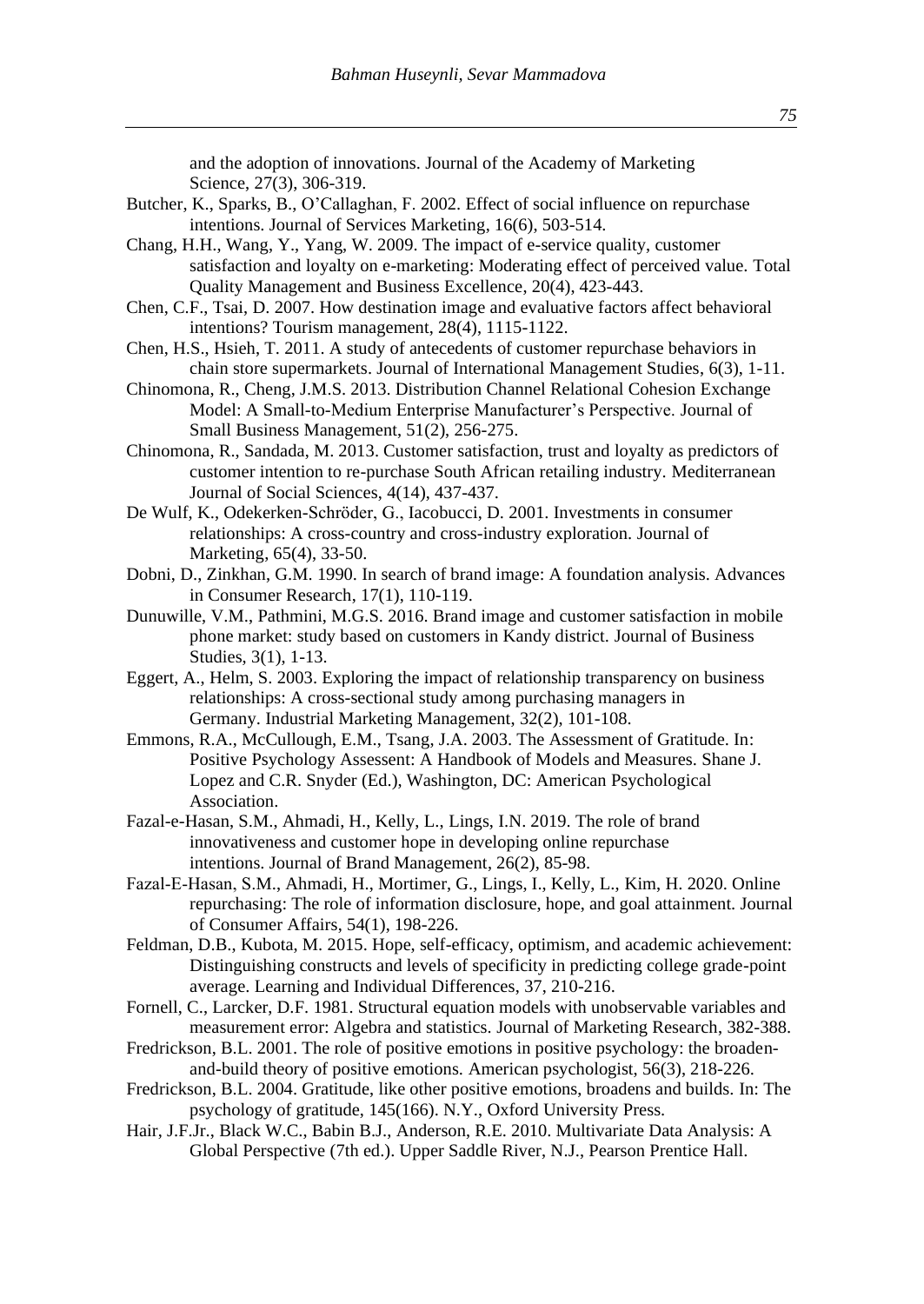and the adoption of innovations. Journal of the Academy of Marketing Science, 27(3), 306-319.

Butcher, K., Sparks, B., O'Callaghan, F. 2002. Effect of social influence on repurchase intentions. Journal of Services Marketing, 16(6), 503-514.

Chang, H.H., Wang, Y., Yang, W. 2009. The impact of e-service quality, customer satisfaction and loyalty on e-marketing: Moderating effect of perceived value. Total Quality Management and Business Excellence, 20(4), 423-443.

Chen, C.F., Tsai, D. 2007. How destination image and evaluative factors affect behavioral intentions? Tourism management, 28(4), 1115-1122.

Chen, H.S., Hsieh, T. 2011. A study of antecedents of customer repurchase behaviors in chain store supermarkets. Journal of International Management Studies, 6(3), 1-11.

Chinomona, R., Cheng, J.M.S. 2013. Distribution Channel Relational Cohesion Exchange Model: A Small-to-Medium Enterprise Manufacturer's Perspective. Journal of Small Business Management, 51(2), 256-275.

Chinomona, R., Sandada, M. 2013. Customer satisfaction, trust and loyalty as predictors of customer intention to re-purchase South African retailing industry. Mediterranean Journal of Social Sciences, 4(14), 437-437.

De Wulf, K., Odekerken-Schröder, G., Iacobucci, D. 2001. Investments in consumer relationships: A cross-country and cross-industry exploration. Journal of Marketing, 65(4), 33-50.

Dobni, D., Zinkhan, G.M. 1990. In search of brand image: A foundation analysis. Advances in Consumer Research, 17(1), 110-119.

Dunuwille, V.M., Pathmini, M.G.S. 2016. Brand image and customer satisfaction in mobile phone market: study based on customers in Kandy district. Journal of Business Studies, 3(1), 1-13.

Eggert, A., Helm, S. 2003. Exploring the impact of relationship transparency on business relationships: A cross-sectional study among purchasing managers in Germany. Industrial Marketing Management, 32(2), 101-108.

Emmons, R.A., McCullough, E.M., Tsang, J.A. 2003. The Assessment of Gratitude. In: Positive Psychology Assesment: A Handbook of Models and Measures. Shane J. Lopez and C.R. Snyder (Ed.), Washington, DC: American Psychological Association.

Fazal-e-Hasan, S.M., Ahmadi, H., Kelly, L., Lings, I.N. 2019. The role of brand innovativeness and customer hope in developing online repurchase intentions. Journal of Brand Management, 26(2), 85-98.

Fazal-E-Hasan, S.M., Ahmadi, H., Mortimer, G., Lings, I., Kelly, L., Kim, H. 2020. Online repurchasing: The role of information disclosure, hope, and goal attainment. Journal of Consumer Affairs, 54(1), 198-226.

Feldman, D.B., Kubota, M. 2015. Hope, self-efficacy, optimism, and academic achievement: Distinguishing constructs and levels of specificity in predicting college grade-point average. Learning and Individual Differences, 37, 210-216.

Fornell, C., Larcker, D.F. 1981. Structural equation models with unobservable variables and measurement error: Algebra and statistics. Journal of Marketing Research, 382-388.

Fredrickson, B.L. 2001. The role of positive emotions in positive psychology: the broaden-and-build theory of positive emotions. American psychologist, 56(3), 218-226.

Fredrickson, B.L. 2004. Gratitude, like other positive emotions, broadens and builds. In: The psychology of gratitude, 145(166). N.Y., Oxford University Press.

Hair, J.F.Jr., Black W.C., Babin B.J., Anderson, R.E. 2010. Multivariate Data Analysis: A Global Perspective (7th ed.). Upper Saddle River, N.J., Pearson Prentice Hall.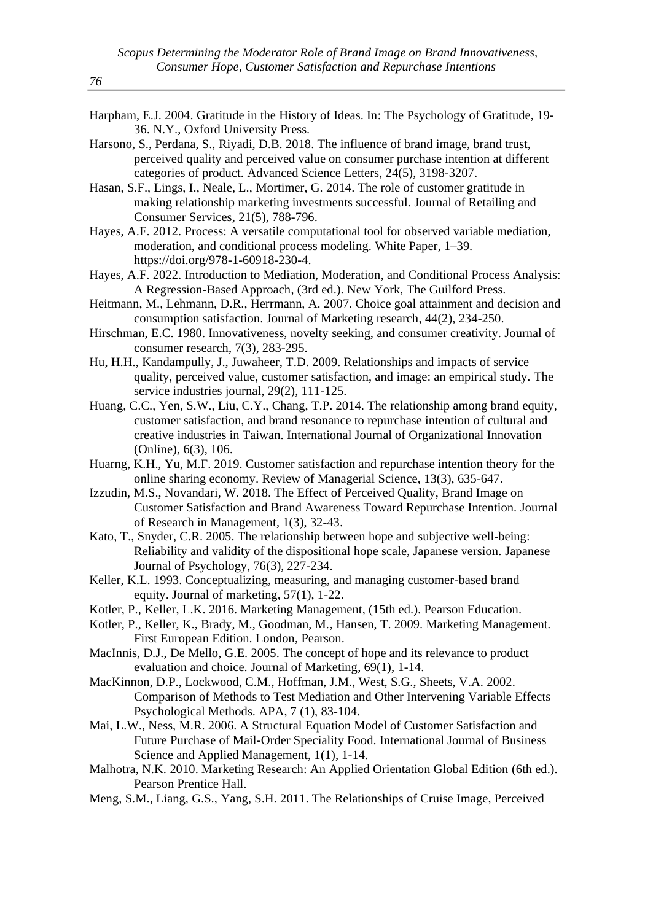Harpham, E.J. 2004. Gratitude in the History of Ideas. In: The Psychology of Gratitude, 19-36. N.Y., Oxford University Press.

Harsono, S., Perdana, S., Riyadi, D.B. 2018. The influence of brand image, brand trust, perceived quality and perceived value on consumer purchase intention at different categories of product. Advanced Science Letters, 24(5), 3198-3207.

Hasan, S.F., Lings, I., Neale, L., Mortimer, G. 2014. The role of customer gratitude in making relationship marketing investments successful. Journal of Retailing and Consumer Services, 21(5), 788-796.

Hayes, A.F. 2012. Process: A versatile computational tool for observed variable mediation, moderation, and conditional process modeling. White Paper, 1–39. https://doi.org/978-1-60918-230-4.

Hayes, A.F. 2022. Introduction to Mediation, Moderation, and Conditional Process Analysis: A Regression-Based Approach, (3rd ed.). New York, The Guilford Press.

Heitmann, M., Lehmann, D.R., Herrmann, A. 2007. Choice goal attainment and decision and consumption satisfaction. Journal of Marketing research, 44(2), 234-250.

Hirschman, E.C. 1980. Innovativeness, novelty seeking, and consumer creativity. Journal of consumer research, 7(3), 283-295.

Hu, H.H., Kandampully, J., Juwaheer, T.D. 2009. Relationships and impacts of service quality, perceived value, customer satisfaction, and image: an empirical study. The service industries journal, 29(2), 111-125.

Huang, C.C., Yen, S.W., Liu, C.Y., Chang, T.P. 2014. The relationship among brand equity, customer satisfaction, and brand resonance to repurchase intention of cultural and creative industries in Taiwan. International Journal of Organizational Innovation (Online), 6(3), 106.

Huarng, K.H., Yu, M.F. 2019. Customer satisfaction and repurchase intention theory for the online sharing economy. Review of Managerial Science, 13(3), 635-647.

Izzudin, M.S., Novandari, W. 2018. The Effect of Perceived Quality, Brand Image on Customer Satisfaction and Brand Awareness Toward Repurchase Intention. Journal of Research in Management, 1(3), 32-43.

Kato, T., Snyder, C.R. 2005. The relationship between hope and subjective well-being: Reliability and validity of the dispositional hope scale, Japanese version. Japanese Journal of Psychology, 76(3), 227-234.

Keller, K.L. 1993. Conceptualizing, measuring, and managing customer-based brand equity. Journal of marketing, 57(1), 1-22.

Kotler, P., Keller, L.K. 2016. Marketing Management, (15th ed.). Pearson Education.

Kotler, P., Keller, K., Brady, M., Goodman, M., Hansen, T. 2009. Marketing Management. First European Edition. London, Pearson.

MacInnis, D.J., De Mello, G.E. 2005. The concept of hope and its relevance to product evaluation and choice. Journal of Marketing, 69(1), 1-14.

MacKinnon, D.P., Lockwood, C.M., Hoffman, J.M., West, S.G., Sheets, V.A. 2002. Comparison of Methods to Test Mediation and Other Intervening Variable Effects Psychological Methods. APA, 7 (1), 83-104.

Mai, L.W., Ness, M.R. 2006. A Structural Equation Model of Customer Satisfaction and Future Purchase of Mail-Order Speciality Food. International Journal of Business Science and Applied Management, 1(1), 1-14.

Malhotra, N.K. 2010. Marketing Research: An Applied Orientation Global Edition (6th ed.). Pearson Prentice Hall.

Meng, S.M., Liang, G.S., Yang, S.H. 2011. The Relationships of Cruise Image, Perceived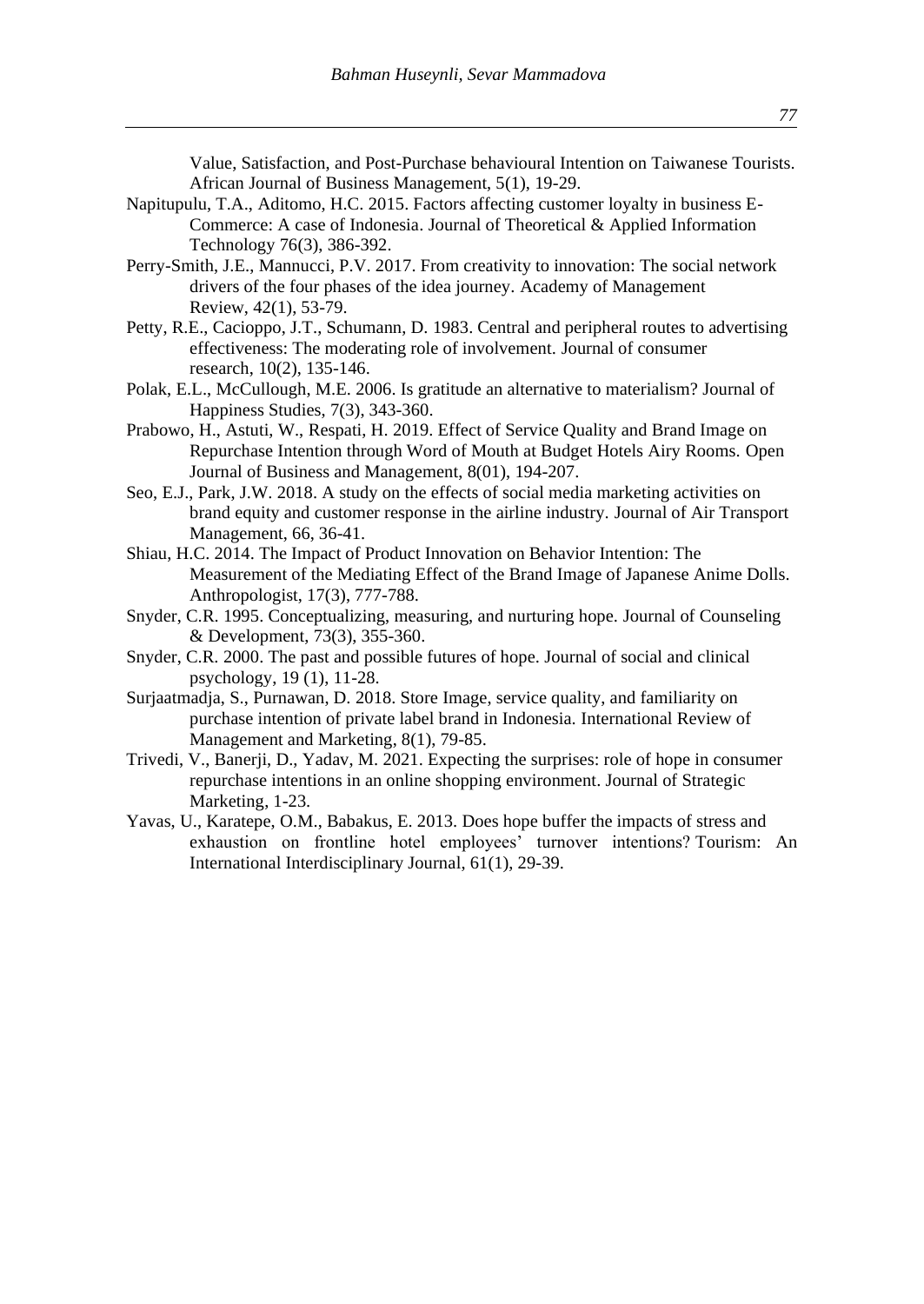Value, Satisfaction, and Post-Purchase behavioural Intention on Taiwanese Tourists. African Journal of Business Management, 5(1), 19-29.

Napitupulu, T.A., Aditomo, H.C. 2015. Factors affecting customer loyalty in business E-Commerce: A case of Indonesia. Journal of Theoretical & Applied Information Technology 76(3), 386-392.

Perry-Smith, J.E., Mannucci, P.V. 2017. From creativity to innovation: The social network drivers of the four phases of the idea journey. Academy of Management Review, 42(1), 53-79.

Petty, R.E., Cacioppo, J.T., Schumann, D. 1983. Central and peripheral routes to advertising effectiveness: The moderating role of involvement. Journal of consumer research, 10(2), 135-146.

Polak, E.L., McCullough, M.E. 2006. Is gratitude an alternative to materialism? Journal of Happiness Studies, 7(3), 343-360.

Prabowo, H., Astuti, W., Respati, H. 2019. Effect of Service Quality and Brand Image on Repurchase Intention through Word of Mouth at Budget Hotels Airy Rooms. Open Journal of Business and Management, 8(01), 194-207.

Seo, E.J., Park, J.W. 2018. A study on the effects of social media marketing activities on brand equity and customer response in the airline industry. Journal of Air Transport Management, 66, 36-41.

Shiau, H.C. 2014. The Impact of Product Innovation on Behavior Intention: The Measurement of the Mediating Effect of the Brand Image of Japanese Anime Dolls. Anthropologist, 17(3), 777-788.

Snyder, C.R. 1995. Conceptualizing, measuring, and nurturing hope. Journal of Counseling & Development, 73(3), 355-360.

Snyder, C.R. 2000. The past and possible futures of hope. Journal of social and clinical psychology, 19 (1), 11-28.

Surjaatmadja, S., Purnawan, D. 2018. Store Image, service quality, and familiarity on purchase intention of private label brand in Indonesia. International Review of Management and Marketing, 8(1), 79-85.

Trivedi, V., Banerji, D., Yadav, M. 2021. Expecting the surprises: role of hope in consumer repurchase intentions in an online shopping environment. Journal of Strategic Marketing, 1-23.

Yavas, U., Karatepe, O.M., Babakus, E. 2013. Does hope buffer the impacts of stress and exhaustion on frontline hotel employees' turnover intentions? Tourism: An International Interdisciplinary Journal, 61(1), 29-39.